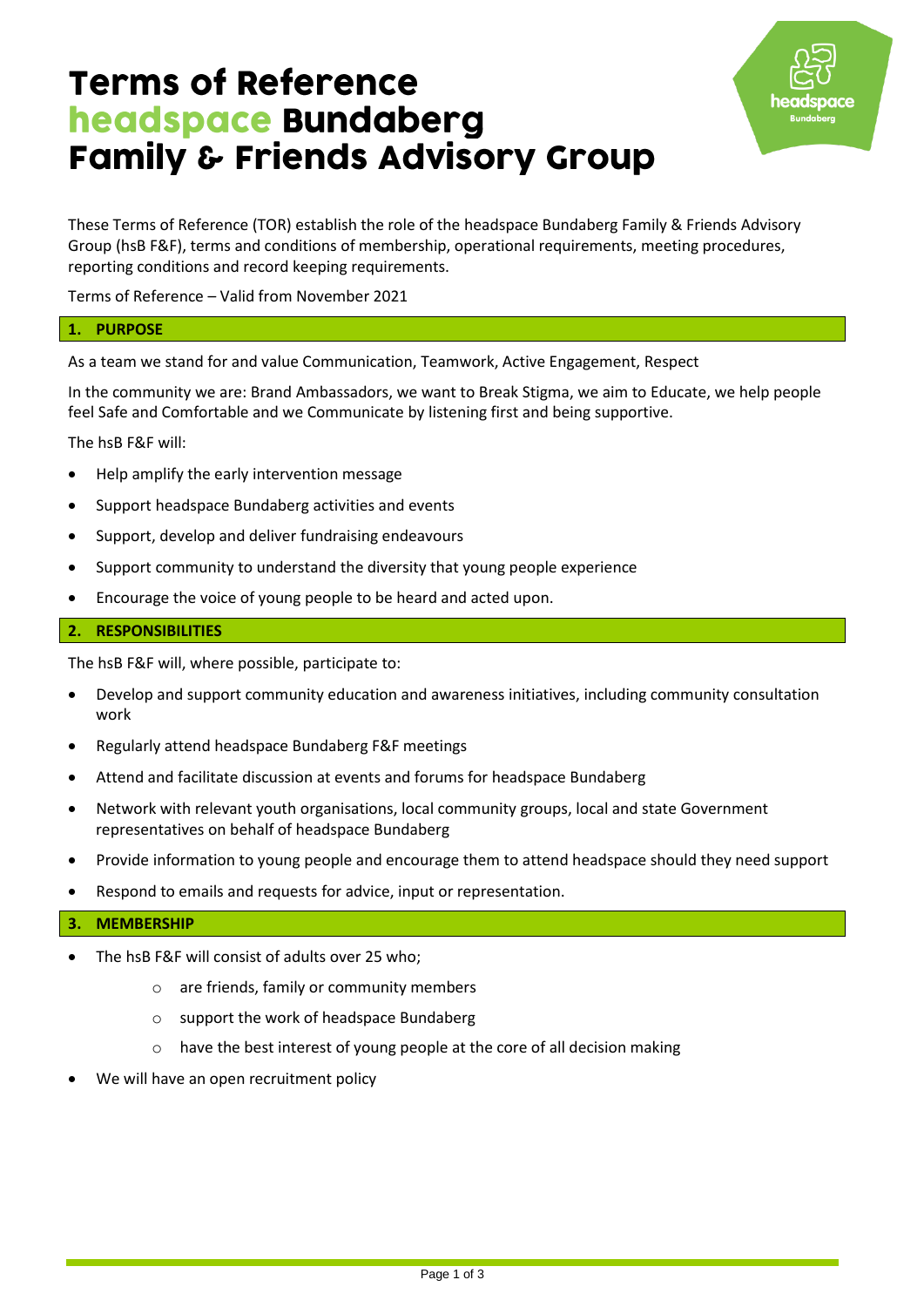# Terms of Reference
# headspace Bundaberg
# Family & Friends Advisory Group

These Terms of Reference (TOR) establish the role of the headspace Bundaberg Family & Friends Advisory Group (hsB F&F), terms and conditions of membership, operational requirements, meeting procedures, reporting conditions and record keeping requirements.

Terms of Reference – Valid from November 2021

## 1. PURPOSE

As a team we stand for and value Communication, Teamwork, Active Engagement, Respect

In the community we are: Brand Ambassadors, we want to Break Stigma, we aim to Educate, we help people feel Safe and Comfortable and we Communicate by listening first and being supportive.

The hsB F&F will:

- Help amplify the early intervention message
- Support headspace Bundaberg activities and events
- Support, develop and deliver fundraising endeavours
- Support community to understand the diversity that young people experience
- Encourage the voice of young people to be heard and acted upon.

## 2. RESPONSIBILITIES

The hsB F&F will, where possible, participate to:

- Develop and support community education and awareness initiatives, including community consultation work
- Regularly attend headspace Bundaberg F&F meetings
- Attend and facilitate discussion at events and forums for headspace Bundaberg
- Network with relevant youth organisations, local community groups, local and state Government representatives on behalf of headspace Bundaberg
- Provide information to young people and encourage them to attend headspace should they need support
- Respond to emails and requests for advice, input or representation.

## 3. MEMBERSHIP

- The hsB F&F will consist of adults over 25 who;
    - are friends, family or community members
    - support the work of headspace Bundaberg
    - have the best interest of young people at the core of all decision making
- We will have an open recruitment policy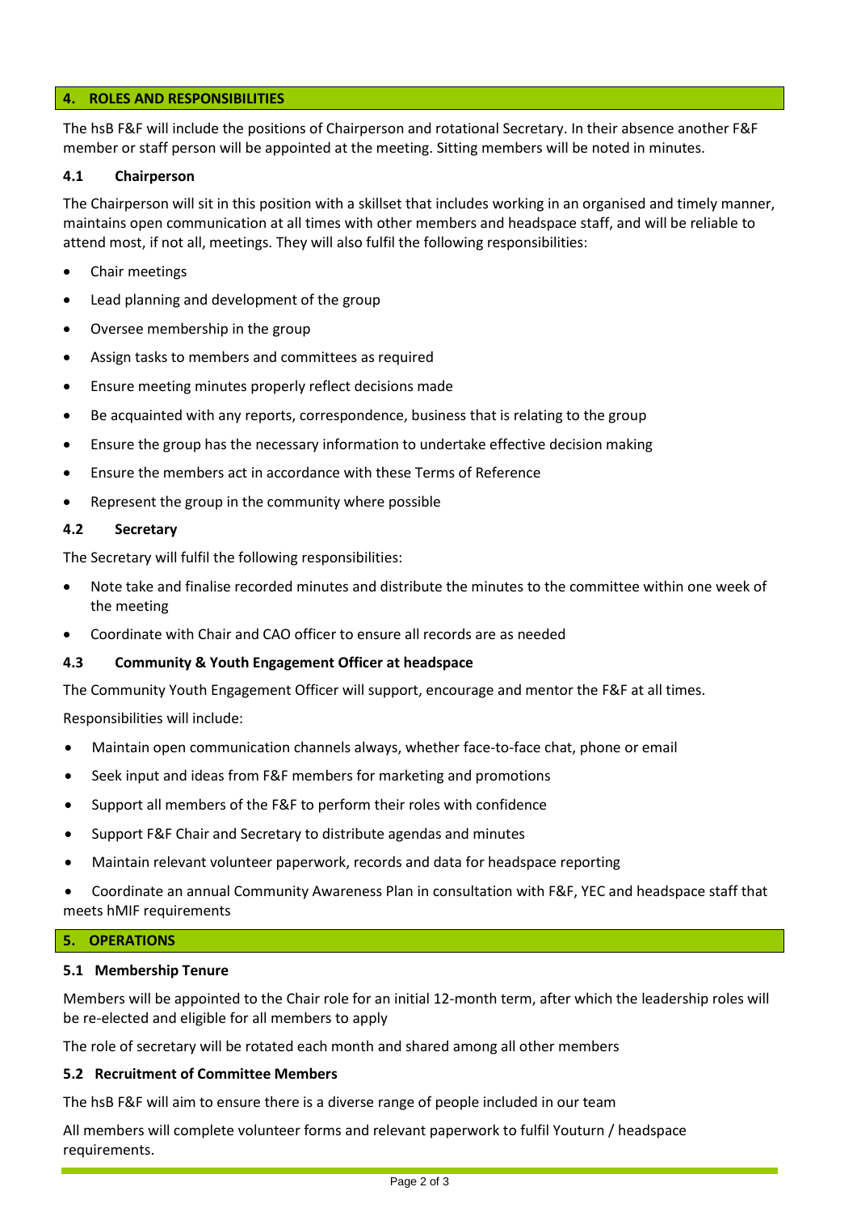## 4. ROLES AND RESPONSIBILITIES

The hsB F&F will include the positions of Chairperson and rotational Secretary. In their absence another F&F member or staff person will be appointed at the meeting. Sitting members will be noted in minutes.

### 4.1 Chairperson

The Chairperson will sit in this position with a skillset that includes working in an organised and timely manner, maintains open communication at all times with other members and headspace staff, and will be reliable to attend most, if not all, meetings. They will also fulfil the following responsibilities:

- Chair meetings
- Lead planning and development of the group
- Oversee membership in the group
- Assign tasks to members and committees as required
- Ensure meeting minutes properly reflect decisions made
- Be acquainted with any reports, correspondence, business that is relating to the group
- Ensure the group has the necessary information to undertake effective decision making
- Ensure the members act in accordance with these Terms of Reference
- Represent the group in the community where possible

### 4.2 Secretary

The Secretary will fulfil the following responsibilities:

- Note take and finalise recorded minutes and distribute the minutes to the committee within one week of the meeting
- Coordinate with Chair and CAO officer to ensure all records are as needed

### 4.3 Community & Youth Engagement Officer at headspace

The Community Youth Engagement Officer will support, encourage and mentor the F&F at all times.

Responsibilities will include:

- Maintain open communication channels always, whether face-to-face chat, phone or email
- Seek input and ideas from F&F members for marketing and promotions
- Support all members of the F&F to perform their roles with confidence
- Support F&F Chair and Secretary to distribute agendas and minutes
- Maintain relevant volunteer paperwork, records and data for headspace reporting
- Coordinate an annual Community Awareness Plan in consultation with F&F, YEC and headspace staff that meets hMIF requirements

## 5. OPERATIONS

### 5.1 Membership Tenure

Members will be appointed to the Chair role for an initial 12-month term, after which the leadership roles will be re-elected and eligible for all members to apply

The role of secretary will be rotated each month and shared among all other members

### 5.2 Recruitment of Committee Members

The hsB F&F will aim to ensure there is a diverse range of people included in our team

All members will complete volunteer forms and relevant paperwork to fulfil Youturn / headspace requirements.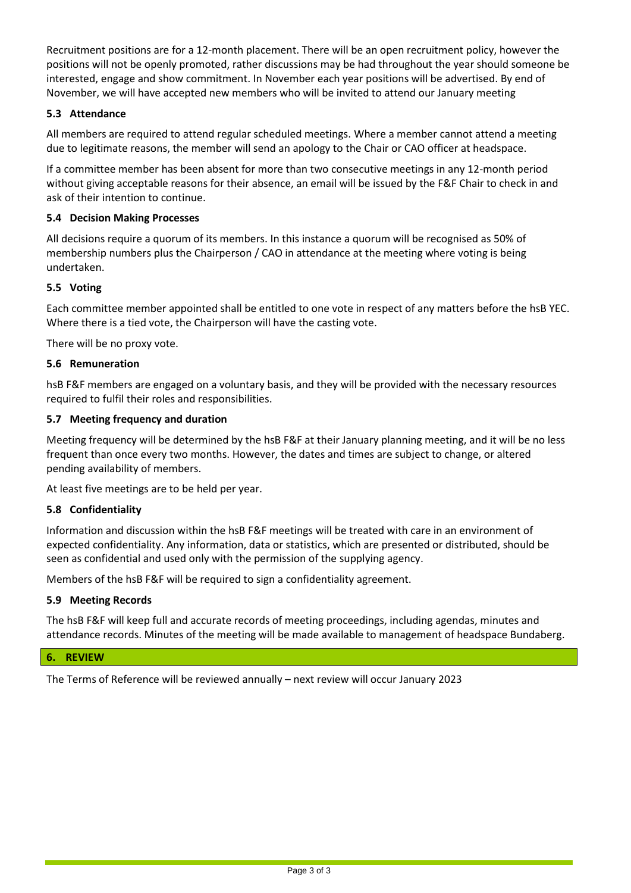Recruitment positions are for a 12-month placement. There will be an open recruitment policy, however the positions will not be openly promoted, rather discussions may be had throughout the year should someone be interested, engage and show commitment. In November each year positions will be advertised. By end of November, we will have accepted new members who will be invited to attend our January meeting

### 5.3 Attendance

All members are required to attend regular scheduled meetings. Where a member cannot attend a meeting due to legitimate reasons, the member will send an apology to the Chair or CAO officer at headspace.

If a committee member has been absent for more than two consecutive meetings in any 12-month period without giving acceptable reasons for their absence, an email will be issued by the F&F Chair to check in and ask of their intention to continue.

### 5.4 Decision Making Processes

All decisions require a quorum of its members. In this instance a quorum will be recognised as 50% of membership numbers plus the Chairperson / CAO in attendance at the meeting where voting is being undertaken.

### 5.5 Voting

Each committee member appointed shall be entitled to one vote in respect of any matters before the hsB YEC. Where there is a tied vote, the Chairperson will have the casting vote.

There will be no proxy vote.

### 5.6 Remuneration

hsB F&F members are engaged on a voluntary basis, and they will be provided with the necessary resources required to fulfil their roles and responsibilities.

### 5.7 Meeting frequency and duration

Meeting frequency will be determined by the hsB F&F at their January planning meeting, and it will be no less frequent than once every two months. However, the dates and times are subject to change, or altered pending availability of members.

At least five meetings are to be held per year.

### 5.8 Confidentiality

Information and discussion within the hsB F&F meetings will be treated with care in an environment of expected confidentiality. Any information, data or statistics, which are presented or distributed, should be seen as confidential and used only with the permission of the supplying agency.

Members of the hsB F&F will be required to sign a confidentiality agreement.

### 5.9 Meeting Records

The hsB F&F will keep full and accurate records of meeting proceedings, including agendas, minutes and attendance records. Minutes of the meeting will be made available to management of headspace Bundaberg.

## 6. REVIEW

The Terms of Reference will be reviewed annually – next review will occur January 2023